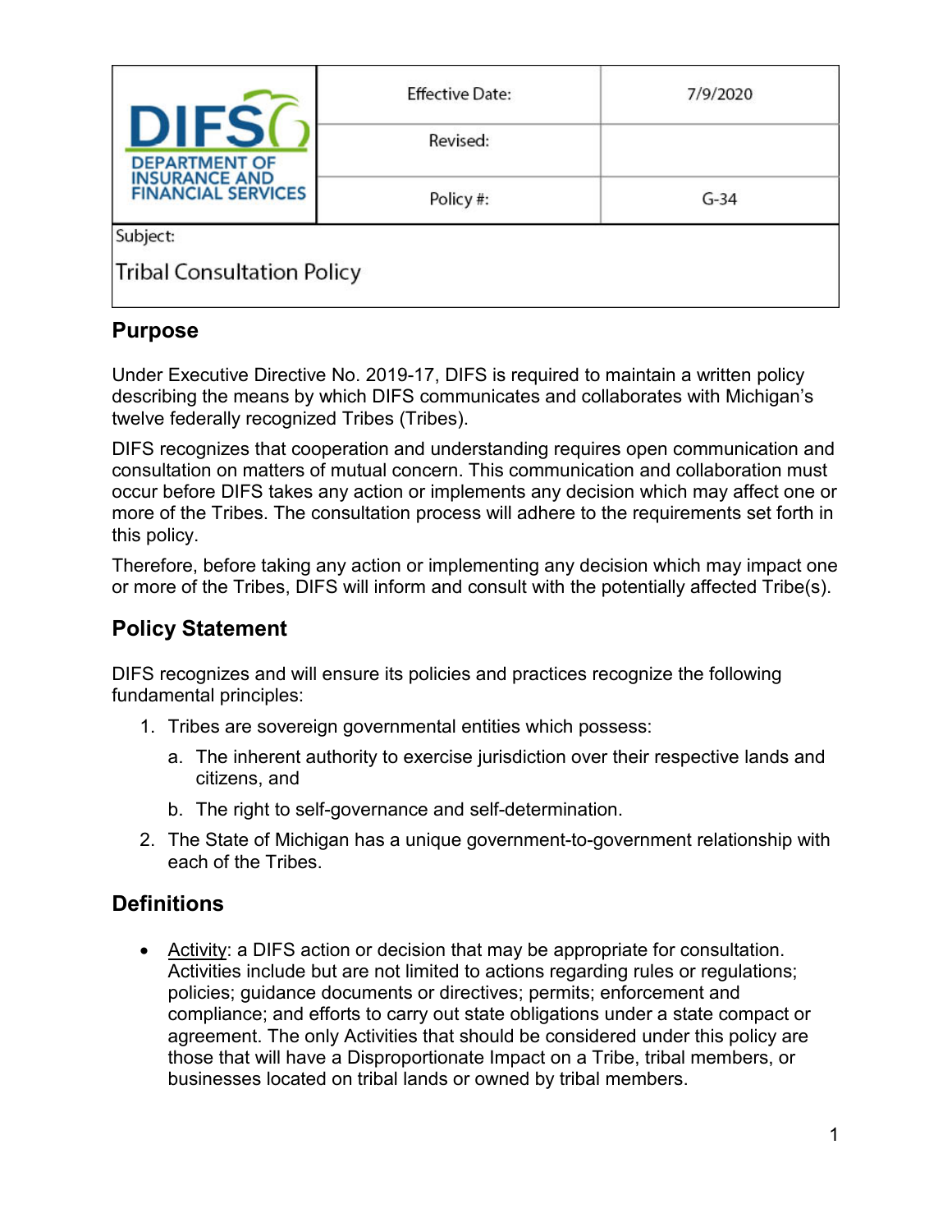| DIFS DEPARTMENT OF INSURANCE AND FINANCIAL SERVICES | Effective Date: | 7/9/2020 |
| --- | --- | --- |
| | Revised: | |
| | Policy #: | G-34 |

Subject:

Tribal Consultation Policy

## Purpose

Under Executive Directive No. 2019-17, DIFS is required to maintain a written policy describing the means by which DIFS communicates and collaborates with Michigan's twelve federally recognized Tribes (Tribes).

DIFS recognizes that cooperation and understanding requires open communication and consultation on matters of mutual concern. This communication and collaboration must occur before DIFS takes any action or implements any decision which may affect one or more of the Tribes. The consultation process will adhere to the requirements set forth in this policy.

Therefore, before taking any action or implementing any decision which may impact one or more of the Tribes, DIFS will inform and consult with the potentially affected Tribe(s).

## Policy Statement

DIFS recognizes and will ensure its policies and practices recognize the following fundamental principles:

1. Tribes are sovereign governmental entities which possess:
   a. The inherent authority to exercise jurisdiction over their respective lands and citizens, and
   b. The right to self-governance and self-determination.
2. The State of Michigan has a unique government-to-government relationship with each of the Tribes.

## Definitions

- Activity: a DIFS action or decision that may be appropriate for consultation. Activities include but are not limited to actions regarding rules or regulations; policies; guidance documents or directives; permits; enforcement and compliance; and efforts to carry out state obligations under a state compact or agreement. The only Activities that should be considered under this policy are those that will have a Disproportionate Impact on a Tribe, tribal members, or businesses located on tribal lands or owned by tribal members.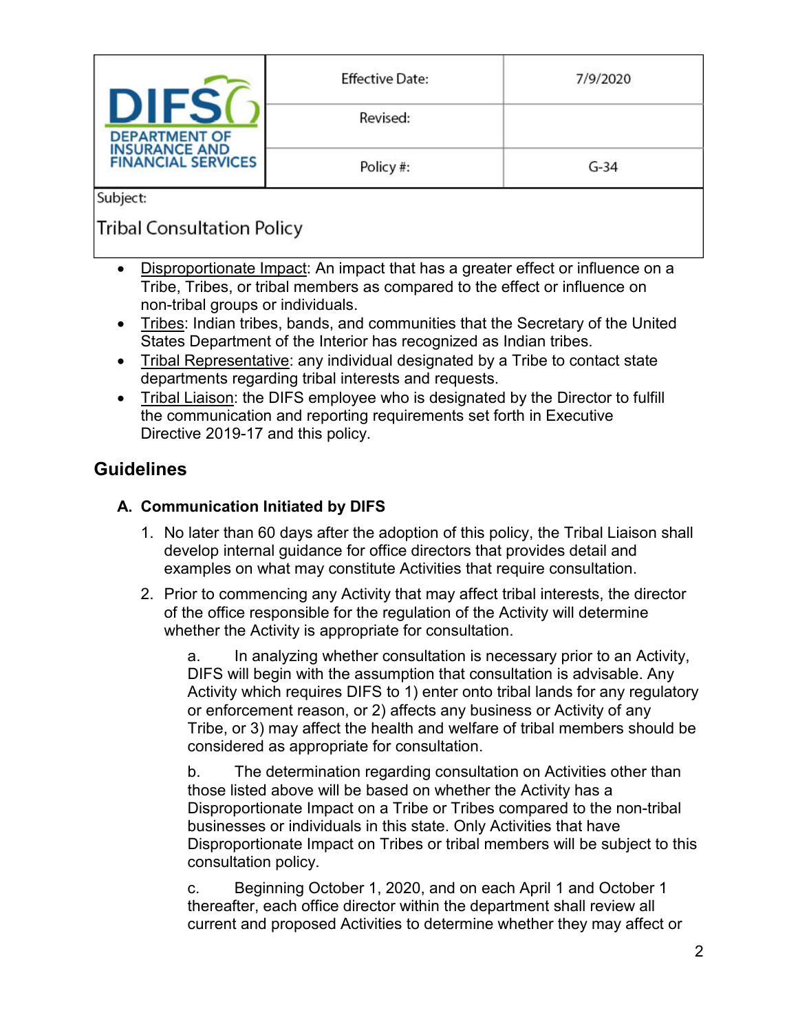- Disproportionate Impact: An impact that has a greater effect or influence on a Tribe, Tribes, or tribal members as compared to the effect or influence on non-tribal groups or individuals.
- Tribes: Indian tribes, bands, and communities that the Secretary of the United States Department of the Interior has recognized as Indian tribes.
- Tribal Representative: any individual designated by a Tribe to contact state departments regarding tribal interests and requests.
- Tribal Liaison: the DIFS employee who is designated by the Director to fulfill the communication and reporting requirements set forth in Executive Directive 2019-17 and this policy.

## Guidelines

### A. Communication Initiated by DIFS

1. No later than 60 days after the adoption of this policy, the Tribal Liaison shall develop internal guidance for office directors that provides detail and examples on what may constitute Activities that require consultation.
2. Prior to commencing any Activity that may affect tribal interests, the director of the office responsible for the regulation of the Activity will determine whether the Activity is appropriate for consultation.

   a. In analyzing whether consultation is necessary prior to an Activity, DIFS will begin with the assumption that consultation is advisable. Any Activity which requires DIFS to 1) enter onto tribal lands for any regulatory or enforcement reason, or 2) affects any business or Activity of any Tribe, or 3) may affect the health and welfare of tribal members should be considered as appropriate for consultation.

   b. The determination regarding consultation on Activities other than those listed above will be based on whether the Activity has a Disproportionate Impact on a Tribe or Tribes compared to the non-tribal businesses or individuals in this state. Only Activities that have Disproportionate Impact on Tribes or tribal members will be subject to this consultation policy.

   c. Beginning October 1, 2020, and on each April 1 and October 1 thereafter, each office director within the department shall review all current and proposed Activities to determine whether they may affect or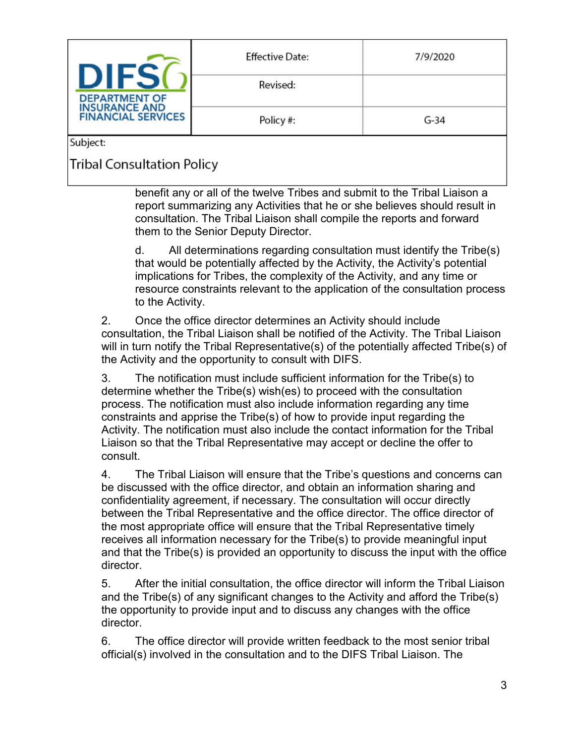benefit any or all of the twelve Tribes and submit to the Tribal Liaison a report summarizing any Activities that he or she believes should result in consultation. The Tribal Liaison shall compile the reports and forward them to the Senior Deputy Director.

d. All determinations regarding consultation must identify the Tribe(s) that would be potentially affected by the Activity, the Activity's potential implications for Tribes, the complexity of the Activity, and any time or resource constraints relevant to the application of the consultation process to the Activity.

2. Once the office director determines an Activity should include consultation, the Tribal Liaison shall be notified of the Activity. The Tribal Liaison will in turn notify the Tribal Representative(s) of the potentially affected Tribe(s) of the Activity and the opportunity to consult with DIFS.

3. The notification must include sufficient information for the Tribe(s) to determine whether the Tribe(s) wish(es) to proceed with the consultation process. The notification must also include information regarding any time constraints and apprise the Tribe(s) of how to provide input regarding the Activity. The notification must also include the contact information for the Tribal Liaison so that the Tribal Representative may accept or decline the offer to consult.

4. The Tribal Liaison will ensure that the Tribe's questions and concerns can be discussed with the office director, and obtain an information sharing and confidentiality agreement, if necessary. The consultation will occur directly between the Tribal Representative and the office director. The office director of the most appropriate office will ensure that the Tribal Representative timely receives all information necessary for the Tribe(s) to provide meaningful input and that the Tribe(s) is provided an opportunity to discuss the input with the office director.

5. After the initial consultation, the office director will inform the Tribal Liaison and the Tribe(s) of any significant changes to the Activity and afford the Tribe(s) the opportunity to provide input and to discuss any changes with the office director.

6. The office director will provide written feedback to the most senior tribal official(s) involved in the consultation and to the DIFS Tribal Liaison. The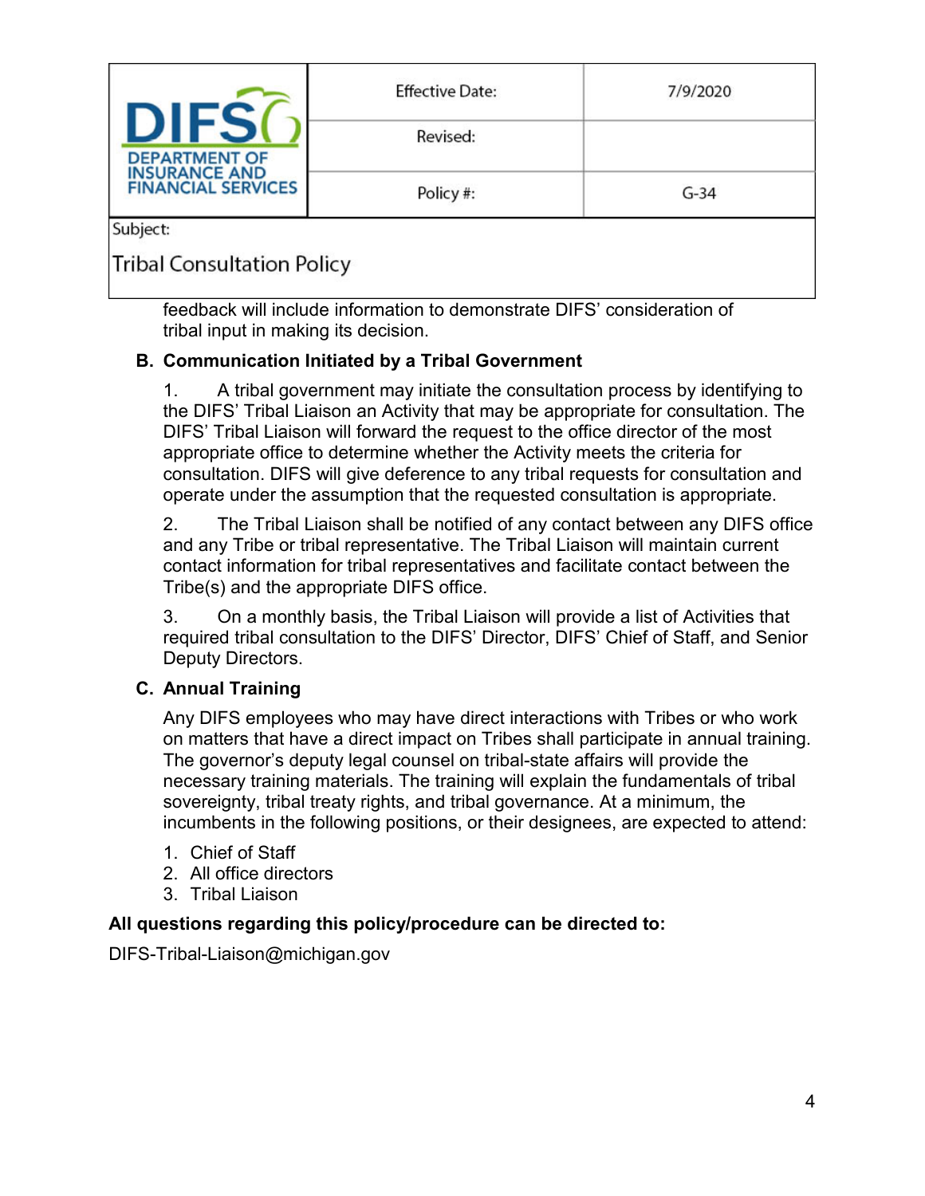feedback will include information to demonstrate DIFS' consideration of tribal input in making its decision.

**B. Communication Initiated by a Tribal Government**

1. A tribal government may initiate the consultation process by identifying to the DIFS' Tribal Liaison an Activity that may be appropriate for consultation. The DIFS' Tribal Liaison will forward the request to the office director of the most appropriate office to determine whether the Activity meets the criteria for consultation. DIFS will give deference to any tribal requests for consultation and operate under the assumption that the requested consultation is appropriate.

2. The Tribal Liaison shall be notified of any contact between any DIFS office and any Tribe or tribal representative. The Tribal Liaison will maintain current contact information for tribal representatives and facilitate contact between the Tribe(s) and the appropriate DIFS office.

3. On a monthly basis, the Tribal Liaison will provide a list of Activities that required tribal consultation to the DIFS' Director, DIFS' Chief of Staff, and Senior Deputy Directors.

**C. Annual Training**

Any DIFS employees who may have direct interactions with Tribes or who work on matters that have a direct impact on Tribes shall participate in annual training. The governor's deputy legal counsel on tribal-state affairs will provide the necessary training materials. The training will explain the fundamentals of tribal sovereignty, tribal treaty rights, and tribal governance. At a minimum, the incumbents in the following positions, or their designees, are expected to attend:

1. Chief of Staff
2. All office directors
3. Tribal Liaison

**All questions regarding this policy/procedure can be directed to:**

DIFS-Tribal-Liaison@michigan.gov